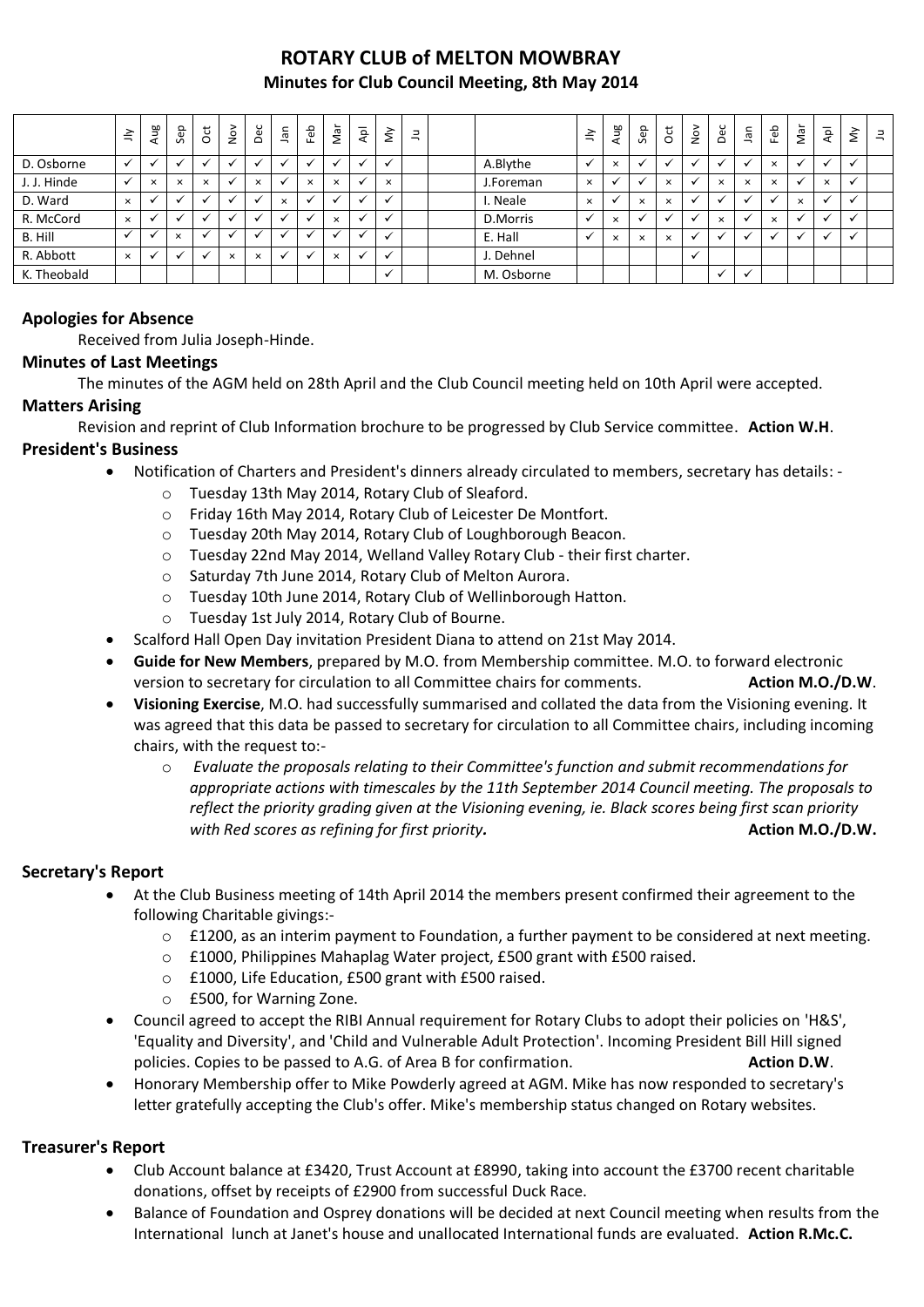# ROTARY CLUB of MELTON MOWBRAY

## Minutes for Club Council Meeting, 8th May 2014

| | Jly | Aug | Sep | Oct | Nov | Dec | Jan | Feb | Mar | Apl | My | Ju | | | Jly | Aug | Sep | Oct | Nov | Dec | Jan | Feb | Mar | Apl | My | Ju |
|---|---|---|---|---|---|---|---|---|---|---|---|---|---|---|---|---|---|---|---|---|---|---|---|---|---|---|
| D. Osborne | ✓ | ✓ | ✓ | ✓ | ✓ | ✓ | ✓ | ✓ | ✓ | ✓ | ✓ | | | A.Blythe | ✓ | × | ✓ | ✓ | ✓ | ✓ | ✓ | × | ✓ | ✓ | ✓ | |
| J. J. Hinde | ✓ | × | × | × | ✓ | × | ✓ | × | × | ✓ | × | | | J.Foreman | × | ✓ | ✓ | × | ✓ | × | × | × | ✓ | × | ✓ | |
| D. Ward | × | ✓ | ✓ | ✓ | ✓ | ✓ | × | ✓ | ✓ | ✓ | ✓ | | | I. Neale | × | ✓ | × | × | ✓ | ✓ | ✓ | ✓ | × | ✓ | ✓ | |
| R. McCord | × | ✓ | ✓ | ✓ | ✓ | ✓ | ✓ | ✓ | × | ✓ | ✓ | | | D.Morris | ✓ | × | ✓ | ✓ | ✓ | × | ✓ | × | ✓ | ✓ | ✓ | |
| B. Hill | ✓ | ✓ | × | ✓ | ✓ | ✓ | ✓ | ✓ | ✓ | ✓ | ✓ | | | E. Hall | ✓ | × | × | × | ✓ | ✓ | ✓ | ✓ | ✓ | ✓ | ✓ | |
| R. Abbott | × | ✓ | ✓ | ✓ | × | × | ✓ | ✓ | × | ✓ | ✓ | | | J. Dehnel | | | | | ✓ | | | | | | | |
| K. Theobald | | | | | | | | | | | ✓ | | | M. Osborne | | | | | | ✓ | ✓ | | | | | |

### Apologies for Absence

Received from Julia Joseph-Hinde.

### Minutes of Last Meetings

The minutes of the AGM held on 28th April and the Club Council meeting held on 10th April were accepted.

### Matters Arising

Revision and reprint of Club Information brochure to be progressed by Club Service committee. **Action W.H**.

### President's Business

- Notification of Charters and President's dinners already circulated to members, secretary has details: -
  - Tuesday 13th May 2014, Rotary Club of Sleaford.
  - Friday 16th May 2014, Rotary Club of Leicester De Montfort.
  - Tuesday 20th May 2014, Rotary Club of Loughborough Beacon.
  - Tuesday 22nd May 2014, Welland Valley Rotary Club - their first charter.
  - Saturday 7th June 2014, Rotary Club of Melton Aurora.
  - Tuesday 10th June 2014, Rotary Club of Wellinborough Hatton.
  - Tuesday 1st July 2014, Rotary Club of Bourne.
- Scalford Hall Open Day invitation President Diana to attend on 21st May 2014.
- **Guide for New Members**, prepared by M.O. from Membership committee. M.O. to forward electronic version to secretary for circulation to all Committee chairs for comments. **Action M.O./D.W**.
- **Visioning Exercise**, M.O. had successfully summarised and collated the data from the Visioning evening. It was agreed that this data be passed to secretary for circulation to all Committee chairs, including incoming chairs, with the request to:-
  - *Evaluate the proposals relating to their Committee's function and submit recommendations for appropriate actions with timescales by the 11th September 2014 Council meeting. The proposals to reflect the priority grading given at the Visioning evening, ie. Black scores being first scan priority with Red scores as refining for first priority***.** **Action M.O./D.W.**

### Secretary's Report

- At the Club Business meeting of 14th April 2014 the members present confirmed their agreement to the following Charitable givings:-
  - £1200, as an interim payment to Foundation, a further payment to be considered at next meeting.
  - £1000, Philippines Mahaplag Water project, £500 grant with £500 raised.
  - £1000, Life Education, £500 grant with £500 raised.
  - £500, for Warning Zone.
- Council agreed to accept the RIBI Annual requirement for Rotary Clubs to adopt their policies on 'H&S', 'Equality and Diversity', and 'Child and Vulnerable Adult Protection'. Incoming President Bill Hill signed policies. Copies to be passed to A.G. of Area B for confirmation. **Action D.W**.
- Honorary Membership offer to Mike Powderly agreed at AGM. Mike has now responded to secretary's letter gratefully accepting the Club's offer. Mike's membership status changed on Rotary websites.

### Treasurer's Report

- Club Account balance at £3420, Trust Account at £8990, taking into account the £3700 recent charitable donations, offset by receipts of £2900 from successful Duck Race.
- Balance of Foundation and Osprey donations will be decided at next Council meeting when results from the International lunch at Janet's house and unallocated International funds are evaluated. **Action R.Mc.C.**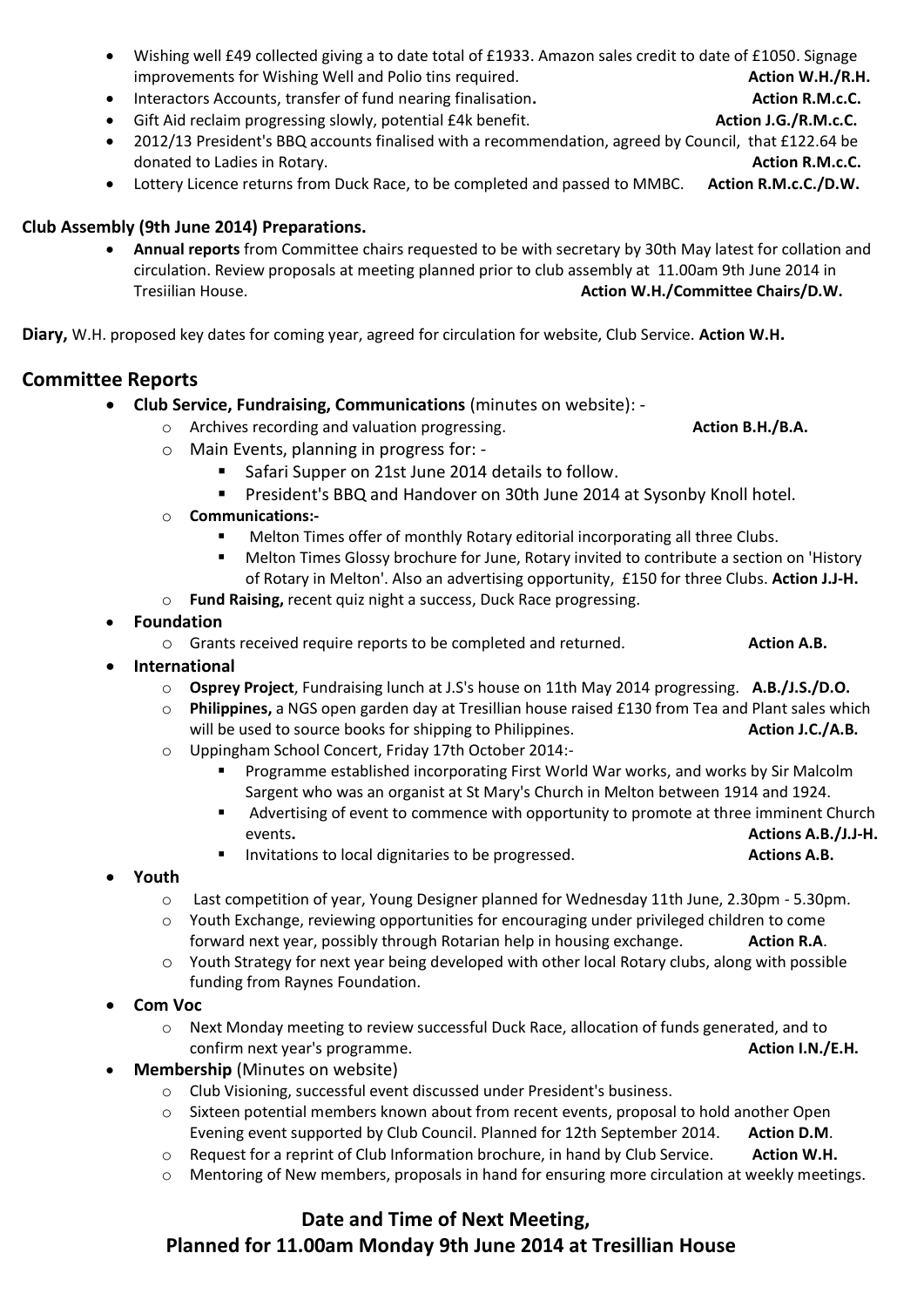- Wishing well £49 collected giving a to date total of £1933. Amazon sales credit to date of £1050. Signage improvements for Wishing Well and Polio tins required. **Action W.H./R.H.**
- Interactors Accounts, transfer of fund nearing finalisation**.** **Action R.M.c.C.**
- Gift Aid reclaim progressing slowly, potential £4k benefit. **Action J.G./R.M.c.C.**
- 2012/13 President's BBQ accounts finalised with a recommendation, agreed by Council, that £122.64 be donated to Ladies in Rotary. **Action R.M.c.C.**
- Lottery Licence returns from Duck Race, to be completed and passed to MMBC. **Action R.M.c.C./D.W.**

**Club Assembly (9th June 2014) Preparations.**

- **Annual reports** from Committee chairs requested to be with secretary by 30th May latest for collation and circulation. Review proposals at meeting planned prior to club assembly at 11.00am 9th June 2014 in Tresiilian House. **Action W.H./Committee Chairs/D.W.**

**Diary,** W.H. proposed key dates for coming year, agreed for circulation for website, Club Service. **Action W.H.**

## Committee Reports

- **Club Service, Fundraising, Communications** (minutes on website): -
  - Archives recording and valuation progressing. **Action B.H./B.A.**
  - Main Events, planning in progress for: -
    - Safari Supper on 21st June 2014 details to follow.
    - President's BBQ and Handover on 30th June 2014 at Sysonby Knoll hotel.
  - **Communications:-**
    - Melton Times offer of monthly Rotary editorial incorporating all three Clubs.
    - Melton Times Glossy brochure for June, Rotary invited to contribute a section on 'History of Rotary in Melton'. Also an advertising opportunity, £150 for three Clubs. **Action J.J-H.**
  - **Fund Raising,** recent quiz night a success, Duck Race progressing.
- **Foundation**
  - Grants received require reports to be completed and returned. **Action A.B.**
- **International**
  - **Osprey Project**, Fundraising lunch at J.S's house on 11th May 2014 progressing. **A.B./J.S./D.O.**
  - **Philippines,** a NGS open garden day at Tresillian house raised £130 from Tea and Plant sales which will be used to source books for shipping to Philippines. **Action J.C./A.B.**
  - Uppingham School Concert, Friday 17th October 2014:-
    - Programme established incorporating First World War works, and works by Sir Malcolm Sargent who was an organist at St Mary's Church in Melton between 1914 and 1924.
    - Advertising of event to commence with opportunity to promote at three imminent Church events**.** **Actions A.B./J.J-H.**
    - Invitations to local dignitaries to be progressed. **Actions A.B.**
- **Youth**
  - Last competition of year, Young Designer planned for Wednesday 11th June, 2.30pm - 5.30pm.
  - Youth Exchange, reviewing opportunities for encouraging under privileged children to come forward next year, possibly through Rotarian help in housing exchange. **Action R.A**.
  - Youth Strategy for next year being developed with other local Rotary clubs, along with possible funding from Raynes Foundation.
- **Com Voc**
  - Next Monday meeting to review successful Duck Race, allocation of funds generated, and to confirm next year's programme. **Action I.N./E.H.**
- **Membership** (Minutes on website)
  - Club Visioning, successful event discussed under President's business.
  - Sixteen potential members known about from recent events, proposal to hold another Open Evening event supported by Club Council. Planned for 12th September 2014. **Action D.M**.
  - Request for a reprint of Club Information brochure, in hand by Club Service. **Action W.H.**
  - Mentoring of New members, proposals in hand for ensuring more circulation at weekly meetings.

**Date and Time of Next Meeting,**
**Planned for 11.00am Monday 9th June 2014 at Tresillian House**